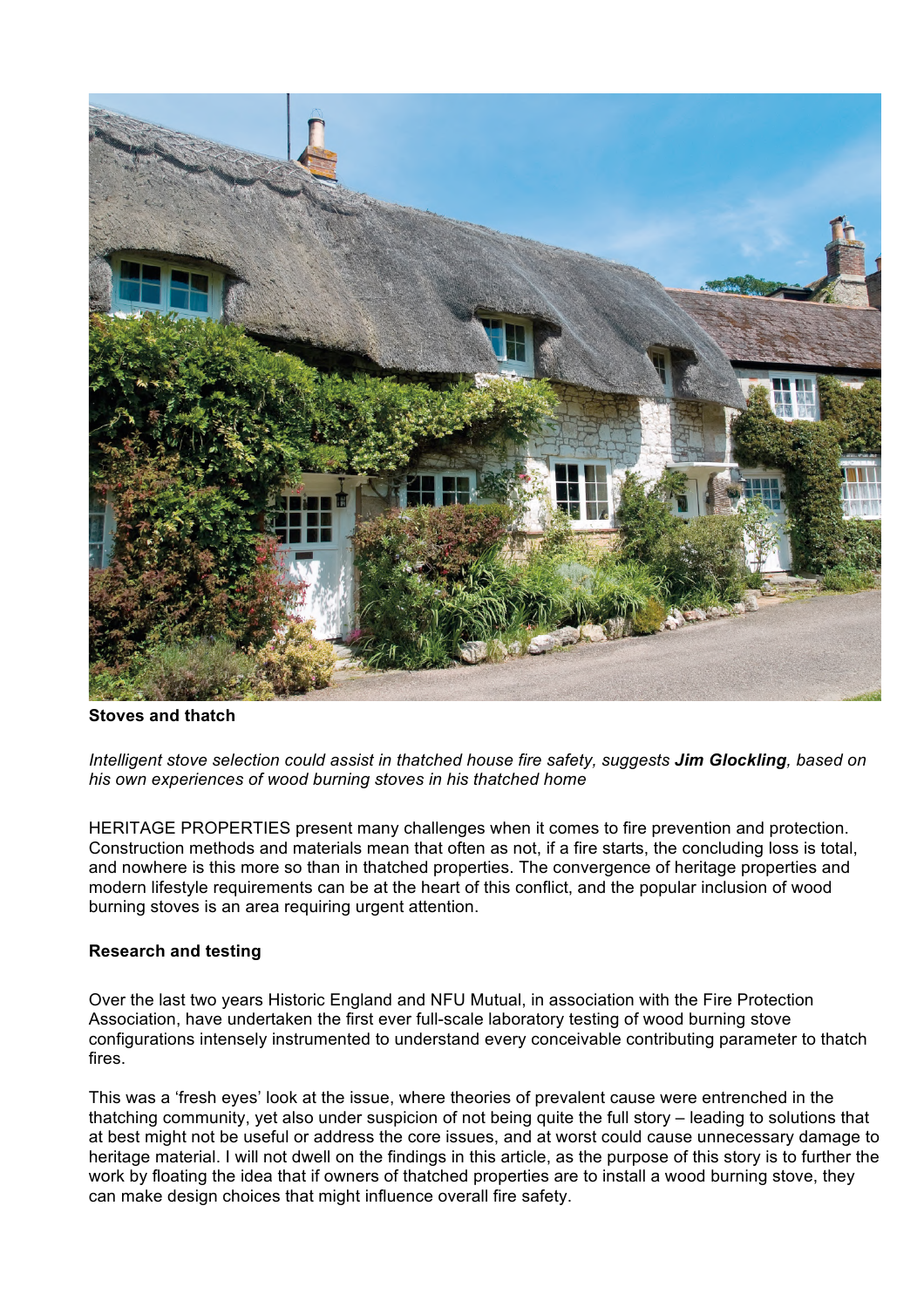**Stoves and thatch**

*Intelligent stove selection could assist in thatched house fire safety, suggests* ***Jim Glockling****, based on his own experiences of wood burning stoves in his thatched home*

HERITAGE PROPERTIES present many challenges when it comes to fire prevention and protection. Construction methods and materials mean that often as not, if a fire starts, the concluding loss is total, and nowhere is this more so than in thatched properties. The convergence of heritage properties and modern lifestyle requirements can be at the heart of this conflict, and the popular inclusion of wood burning stoves is an area requiring urgent attention.

**Research and testing**

Over the last two years Historic England and NFU Mutual, in association with the Fire Protection Association, have undertaken the first ever full-scale laboratory testing of wood burning stove configurations intensely instrumented to understand every conceivable contributing parameter to thatch fires.

This was a 'fresh eyes' look at the issue, where theories of prevalent cause were entrenched in the thatching community, yet also under suspicion of not being quite the full story – leading to solutions that at best might not be useful or address the core issues, and at worst could cause unnecessary damage to heritage material. I will not dwell on the findings in this article, as the purpose of this story is to further the work by floating the idea that if owners of thatched properties are to install a wood burning stove, they can make design choices that might influence overall fire safety.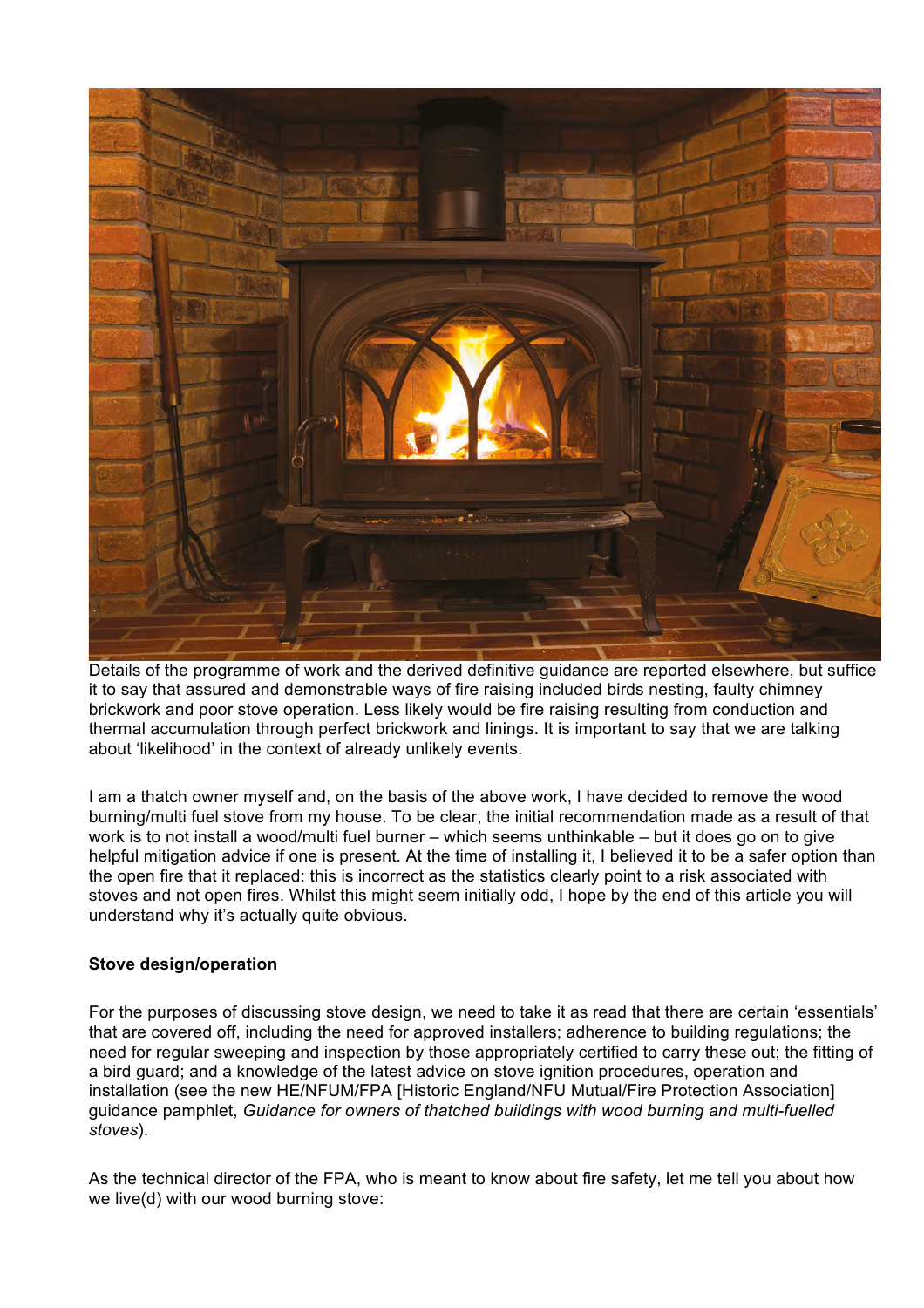Details of the programme of work and the derived definitive guidance are reported elsewhere, but suffice it to say that assured and demonstrable ways of fire raising included birds nesting, faulty chimney brickwork and poor stove operation. Less likely would be fire raising resulting from conduction and thermal accumulation through perfect brickwork and linings. It is important to say that we are talking about 'likelihood' in the context of already unlikely events.

I am a thatch owner myself and, on the basis of the above work, I have decided to remove the wood burning/multi fuel stove from my house. To be clear, the initial recommendation made as a result of that work is to not install a wood/multi fuel burner – which seems unthinkable – but it does go on to give helpful mitigation advice if one is present. At the time of installing it, I believed it to be a safer option than the open fire that it replaced: this is incorrect as the statistics clearly point to a risk associated with stoves and not open fires. Whilst this might seem initially odd, I hope by the end of this article you will understand why it's actually quite obvious.

### Stove design/operation

For the purposes of discussing stove design, we need to take it as read that there are certain 'essentials' that are covered off, including the need for approved installers; adherence to building regulations; the need for regular sweeping and inspection by those appropriately certified to carry these out; the fitting of a bird guard; and a knowledge of the latest advice on stove ignition procedures, operation and installation (see the new HE/NFUM/FPA [Historic England/NFU Mutual/Fire Protection Association] guidance pamphlet, *Guidance for owners of thatched buildings with wood burning and multi-fuelled stoves*).

As the technical director of the FPA, who is meant to know about fire safety, let me tell you about how we live(d) with our wood burning stove: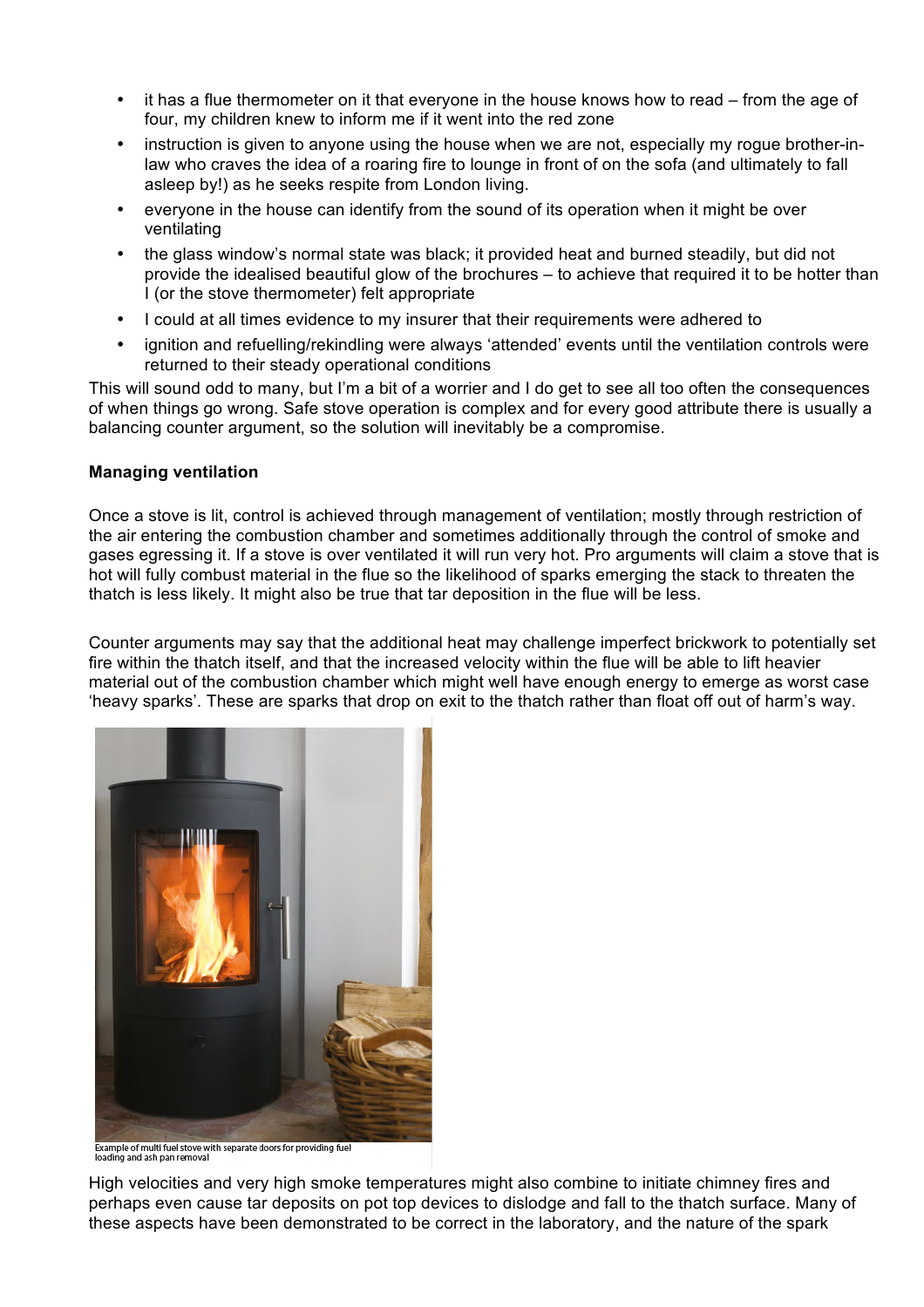- it has a flue thermometer on it that everyone in the house knows how to read – from the age of four, my children knew to inform me if it went into the red zone
- instruction is given to anyone using the house when we are not, especially my rogue brother-in-law who craves the idea of a roaring fire to lounge in front of on the sofa (and ultimately to fall asleep by!) as he seeks respite from London living.
- everyone in the house can identify from the sound of its operation when it might be over ventilating
- the glass window's normal state was black; it provided heat and burned steadily, but did not provide the idealised beautiful glow of the brochures – to achieve that required it to be hotter than I (or the stove thermometer) felt appropriate
- I could at all times evidence to my insurer that their requirements were adhered to
- ignition and refuelling/rekindling were always 'attended' events until the ventilation controls were returned to their steady operational conditions

This will sound odd to many, but I'm a bit of a worrier and I do get to see all too often the consequences of when things go wrong. Safe stove operation is complex and for every good attribute there is usually a balancing counter argument, so the solution will inevitably be a compromise.

**Managing ventilation**

Once a stove is lit, control is achieved through management of ventilation; mostly through restriction of the air entering the combustion chamber and sometimes additionally through the control of smoke and gases egressing it. If a stove is over ventilated it will run very hot. Pro arguments will claim a stove that is hot will fully combust material in the flue so the likelihood of sparks emerging the stack to threaten the thatch is less likely. It might also be true that tar deposition in the flue will be less.

Counter arguments may say that the additional heat may challenge imperfect brickwork to potentially set fire within the thatch itself, and that the increased velocity within the flue will be able to lift heavier material out of the combustion chamber which might well have enough energy to emerge as worst case 'heavy sparks'. These are sparks that drop on exit to the thatch rather than float off out of harm's way.

Example of multi fuel stove with separate doors for providing fuel loading and ash pan removal

High velocities and very high smoke temperatures might also combine to initiate chimney fires and perhaps even cause tar deposits on pot top devices to dislodge and fall to the thatch surface. Many of these aspects have been demonstrated to be correct in the laboratory, and the nature of the spark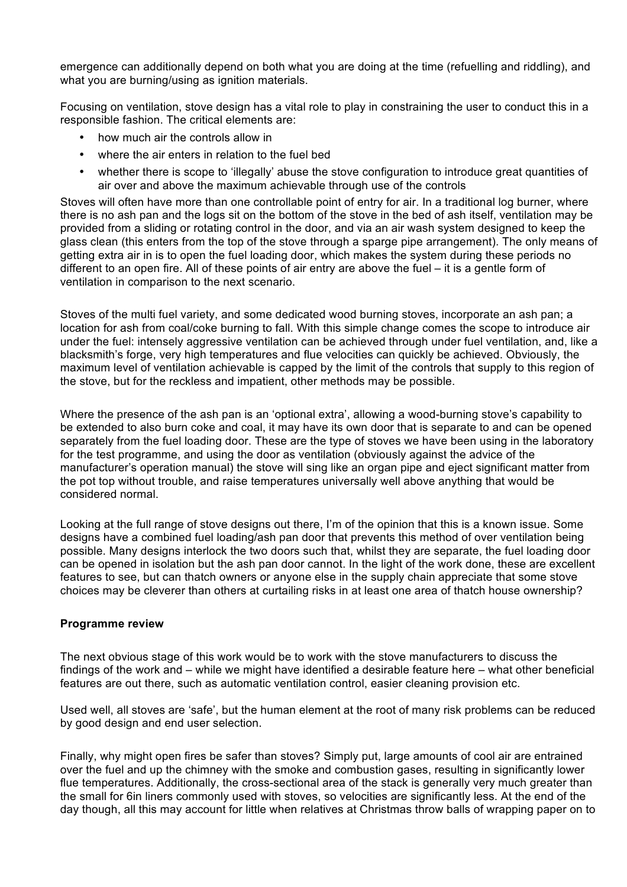emergence can additionally depend on both what you are doing at the time (refuelling and riddling), and what you are burning/using as ignition materials.

Focusing on ventilation, stove design has a vital role to play in constraining the user to conduct this in a responsible fashion. The critical elements are:

- how much air the controls allow in
- where the air enters in relation to the fuel bed
- whether there is scope to 'illegally' abuse the stove configuration to introduce great quantities of air over and above the maximum achievable through use of the controls

Stoves will often have more than one controllable point of entry for air. In a traditional log burner, where there is no ash pan and the logs sit on the bottom of the stove in the bed of ash itself, ventilation may be provided from a sliding or rotating control in the door, and via an air wash system designed to keep the glass clean (this enters from the top of the stove through a sparge pipe arrangement). The only means of getting extra air in is to open the fuel loading door, which makes the system during these periods no different to an open fire. All of these points of air entry are above the fuel – it is a gentle form of ventilation in comparison to the next scenario.

Stoves of the multi fuel variety, and some dedicated wood burning stoves, incorporate an ash pan; a location for ash from coal/coke burning to fall. With this simple change comes the scope to introduce air under the fuel: intensely aggressive ventilation can be achieved through under fuel ventilation, and, like a blacksmith's forge, very high temperatures and flue velocities can quickly be achieved. Obviously, the maximum level of ventilation achievable is capped by the limit of the controls that supply to this region of the stove, but for the reckless and impatient, other methods may be possible.

Where the presence of the ash pan is an 'optional extra', allowing a wood-burning stove's capability to be extended to also burn coke and coal, it may have its own door that is separate to and can be opened separately from the fuel loading door. These are the type of stoves we have been using in the laboratory for the test programme, and using the door as ventilation (obviously against the advice of the manufacturer's operation manual) the stove will sing like an organ pipe and eject significant matter from the pot top without trouble, and raise temperatures universally well above anything that would be considered normal.

Looking at the full range of stove designs out there, I'm of the opinion that this is a known issue. Some designs have a combined fuel loading/ash pan door that prevents this method of over ventilation being possible. Many designs interlock the two doors such that, whilst they are separate, the fuel loading door can be opened in isolation but the ash pan door cannot. In the light of the work done, these are excellent features to see, but can thatch owners or anyone else in the supply chain appreciate that some stove choices may be cleverer than others at curtailing risks in at least one area of thatch house ownership?

**Programme review**

The next obvious stage of this work would be to work with the stove manufacturers to discuss the findings of the work and – while we might have identified a desirable feature here – what other beneficial features are out there, such as automatic ventilation control, easier cleaning provision etc.

Used well, all stoves are 'safe', but the human element at the root of many risk problems can be reduced by good design and end user selection.

Finally, why might open fires be safer than stoves? Simply put, large amounts of cool air are entrained over the fuel and up the chimney with the smoke and combustion gases, resulting in significantly lower flue temperatures. Additionally, the cross-sectional area of the stack is generally very much greater than the small for 6in liners commonly used with stoves, so velocities are significantly less. At the end of the day though, all this may account for little when relatives at Christmas throw balls of wrapping paper on to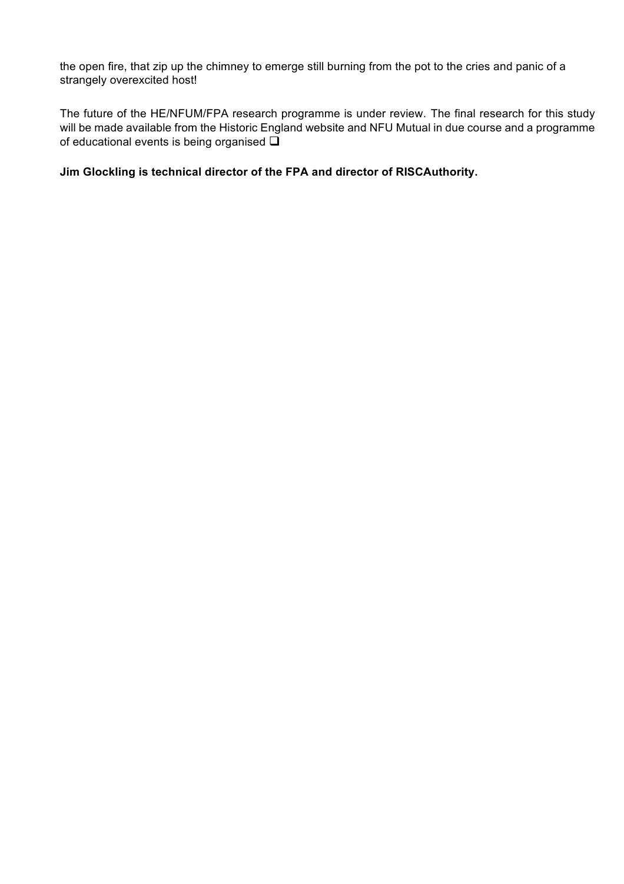the open fire, that zip up the chimney to emerge still burning from the pot to the cries and panic of a strangely overexcited host!

The future of the HE/NFUM/FPA research programme is under review. The final research for this study will be made available from the Historic England website and NFU Mutual in due course and a programme of educational events is being organised ❑

**Jim Glockling is technical director of the FPA and director of RISCAuthority.**